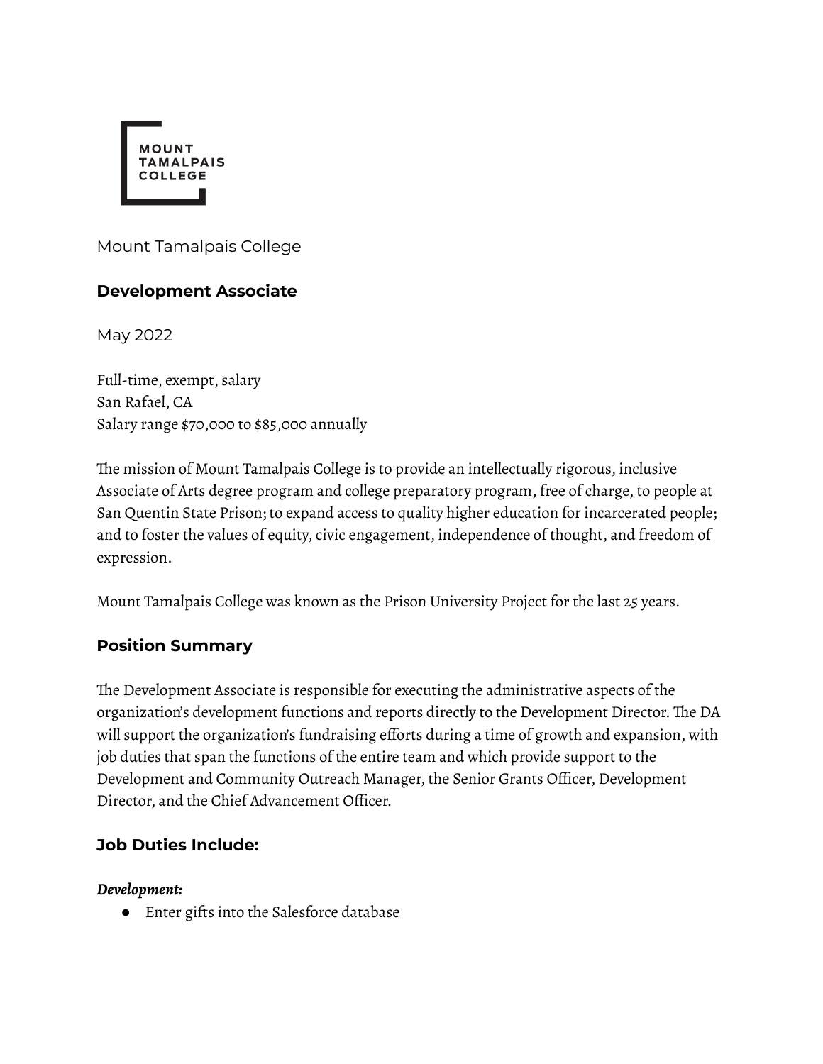Mount Tamalpais College

## Development Associate

May 2022

Full-time, exempt, salary
San Rafael, CA
Salary range $70,000 to $85,000 annually

The mission of Mount Tamalpais College is to provide an intellectually rigorous, inclusive Associate of Arts degree program and college preparatory program, free of charge, to people at San Quentin State Prison; to expand access to quality higher education for incarcerated people; and to foster the values of equity, civic engagement, independence of thought, and freedom of expression.

Mount Tamalpais College was known as the Prison University Project for the last 25 years.

### Position Summary

The Development Associate is responsible for executing the administrative aspects of the organization's development functions and reports directly to the Development Director. The DA will support the organization's fundraising efforts during a time of growth and expansion, with job duties that span the functions of the entire team and which provide support to the Development and Community Outreach Manager, the Senior Grants Officer, Development Director, and the Chief Advancement Officer.

### Job Duties Include:

***Development:***

- Enter gifts into the Salesforce database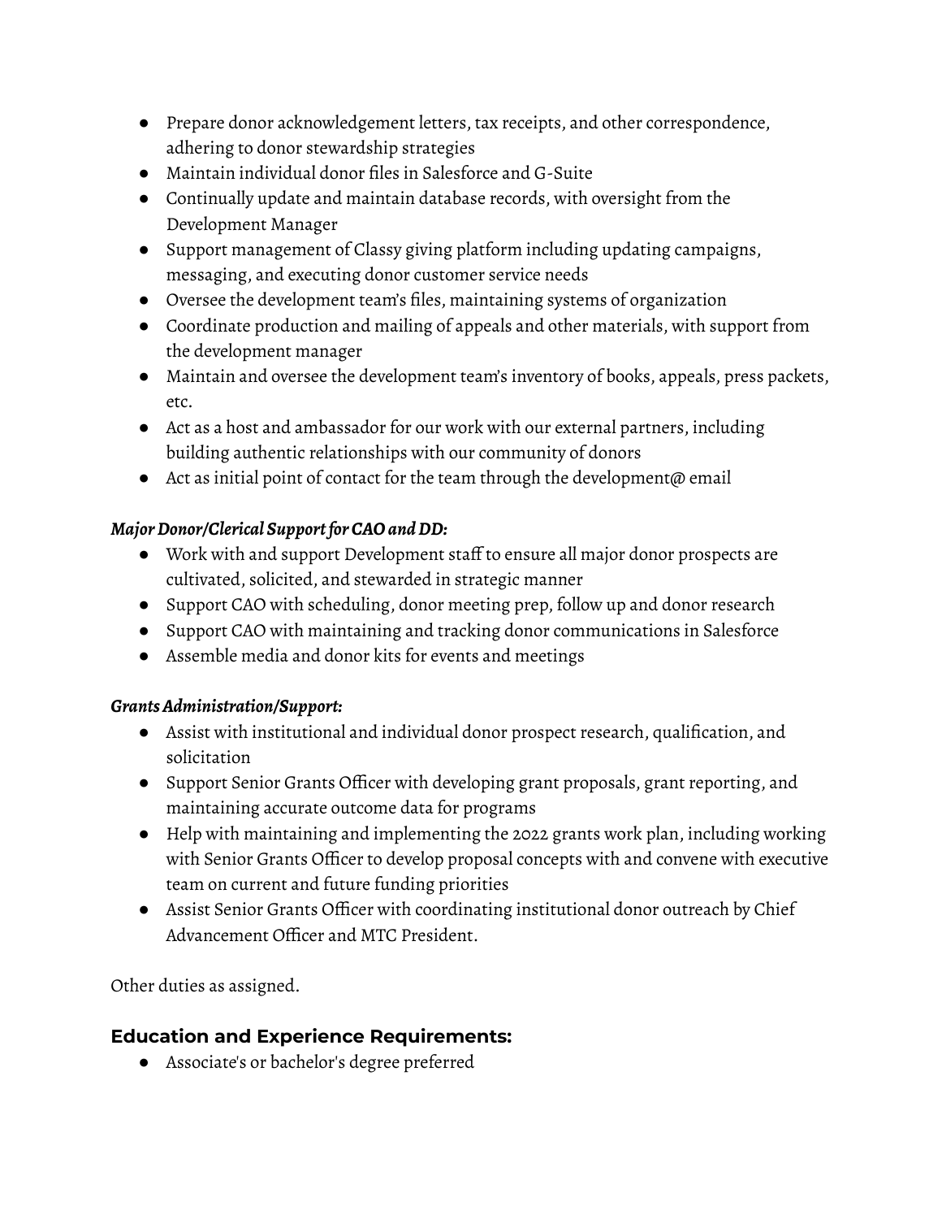- Prepare donor acknowledgement letters, tax receipts, and other correspondence, adhering to donor stewardship strategies
- Maintain individual donor files in Salesforce and G-Suite
- Continually update and maintain database records, with oversight from the Development Manager
- Support management of Classy giving platform including updating campaigns, messaging, and executing donor customer service needs
- Oversee the development team's files, maintaining systems of organization
- Coordinate production and mailing of appeals and other materials, with support from the development manager
- Maintain and oversee the development team's inventory of books, appeals, press packets, etc.
- Act as a host and ambassador for our work with our external partners, including building authentic relationships with our community of donors
- Act as initial point of contact for the team through the development@ email

***Major Donor/Clerical Support for CAO and DD:***

- Work with and support Development staff to ensure all major donor prospects are cultivated, solicited, and stewarded in strategic manner
- Support CAO with scheduling, donor meeting prep, follow up and donor research
- Support CAO with maintaining and tracking donor communications in Salesforce
- Assemble media and donor kits for events and meetings

***Grants Administration/Support:***

- Assist with institutional and individual donor prospect research, qualification, and solicitation
- Support Senior Grants Officer with developing grant proposals, grant reporting, and maintaining accurate outcome data for programs
- Help with maintaining and implementing the 2022 grants work plan, including working with Senior Grants Officer to develop proposal concepts with and convene with executive team on current and future funding priorities
- Assist Senior Grants Officer with coordinating institutional donor outreach by Chief Advancement Officer and MTC President.

Other duties as assigned.

## Education and Experience Requirements:

- Associate's or bachelor's degree preferred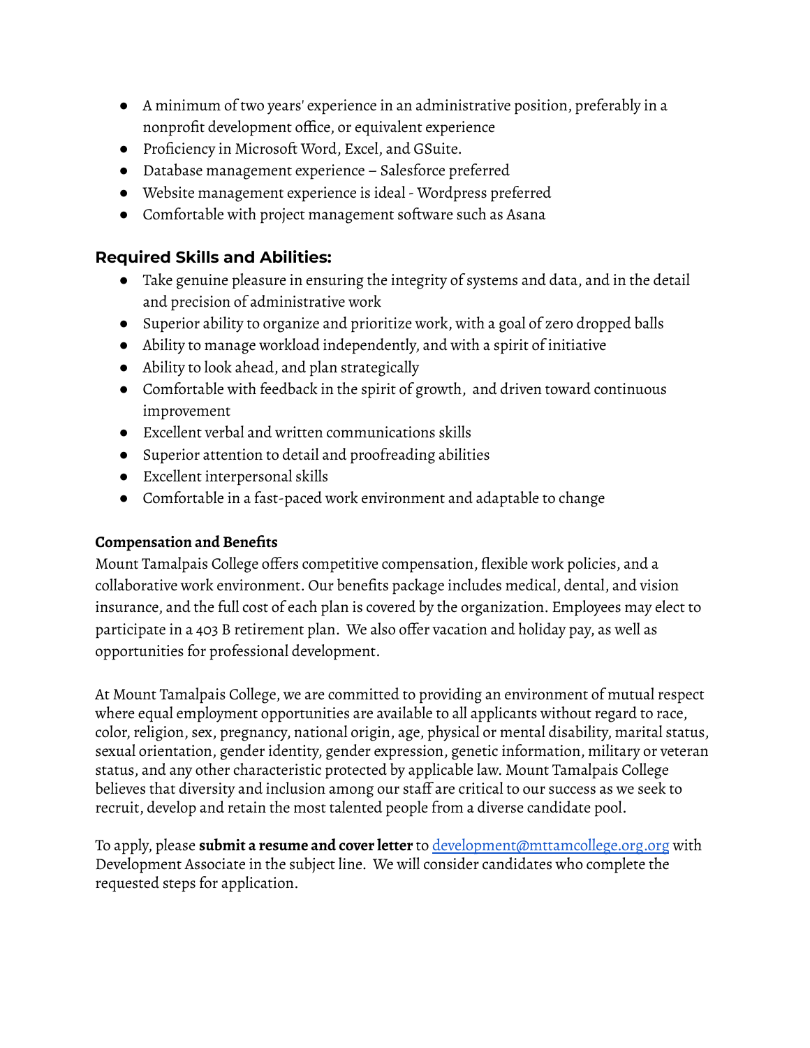- A minimum of two years' experience in an administrative position, preferably in a nonprofit development office, or equivalent experience
- Proficiency in Microsoft Word, Excel, and GSuite.
- Database management experience – Salesforce preferred
- Website management experience is ideal - Wordpress preferred
- Comfortable with project management software such as Asana

### Required Skills and Abilities:

- Take genuine pleasure in ensuring the integrity of systems and data, and in the detail and precision of administrative work
- Superior ability to organize and prioritize work, with a goal of zero dropped balls
- Ability to manage workload independently, and with a spirit of initiative
- Ability to look ahead, and plan strategically
- Comfortable with feedback in the spirit of growth, and driven toward continuous improvement
- Excellent verbal and written communications skills
- Superior attention to detail and proofreading abilities
- Excellent interpersonal skills
- Comfortable in a fast-paced work environment and adaptable to change

**Compensation and Benefits**

Mount Tamalpais College offers competitive compensation, flexible work policies, and a collaborative work environment. Our benefits package includes medical, dental, and vision insurance, and the full cost of each plan is covered by the organization. Employees may elect to participate in a 403 B retirement plan. We also offer vacation and holiday pay, as well as opportunities for professional development.

At Mount Tamalpais College, we are committed to providing an environment of mutual respect where equal employment opportunities are available to all applicants without regard to race, color, religion, sex, pregnancy, national origin, age, physical or mental disability, marital status, sexual orientation, gender identity, gender expression, genetic information, military or veteran status, and any other characteristic protected by applicable law. Mount Tamalpais College believes that diversity and inclusion among our staff are critical to our success as we seek to recruit, develop and retain the most talented people from a diverse candidate pool.

To apply, please **submit a resume and cover letter** to development@mttamcollege.org.org with Development Associate in the subject line. We will consider candidates who complete the requested steps for application.